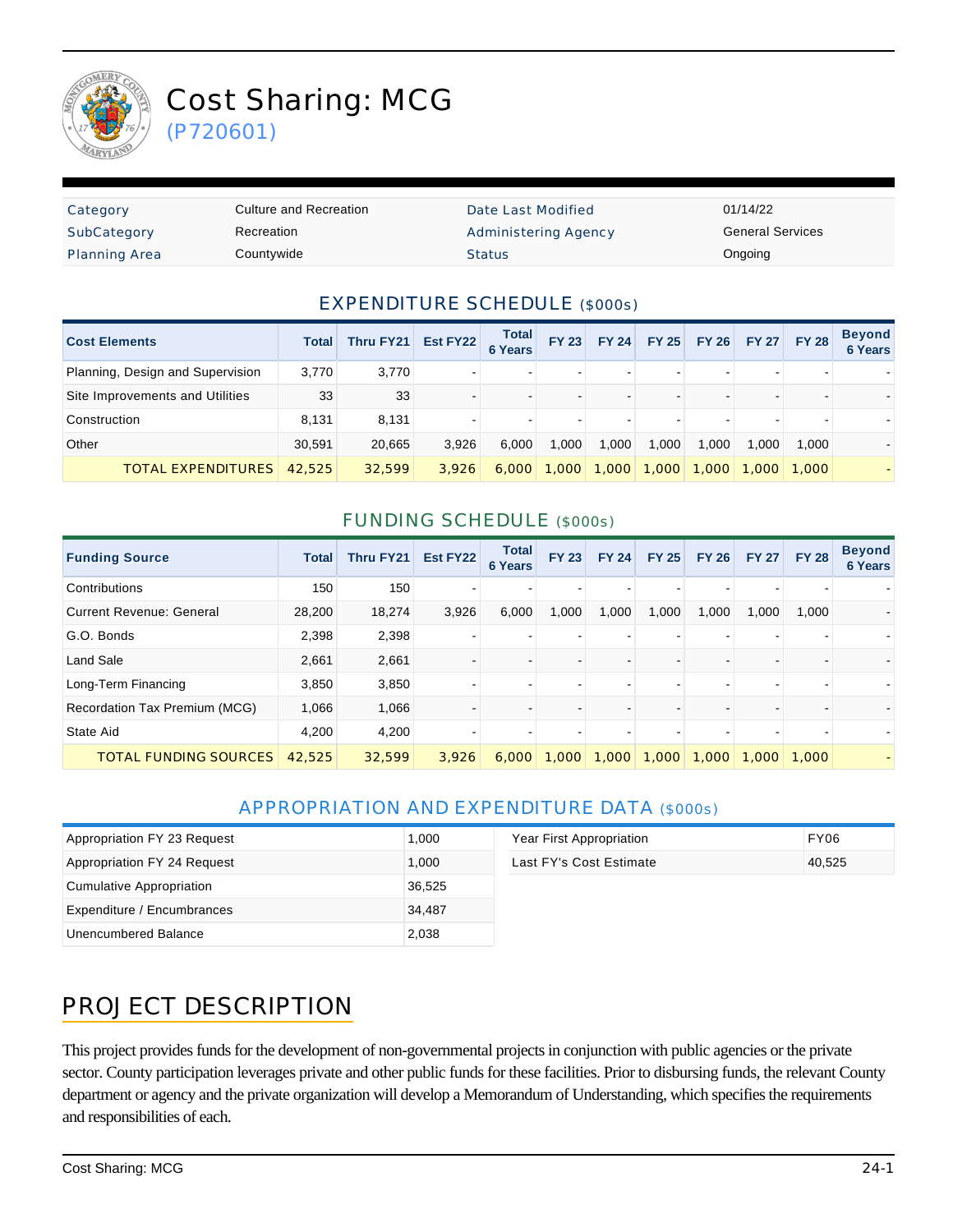# Cost Sharing: MCG

(P720601)

| Category | Culture and Recreation | Date Last Modified | 01/14/22 |
|---|---|---|---|
| SubCategory | Recreation | Administering Agency | General Services |
| Planning Area | Countywide | Status | Ongoing |

## EXPENDITURE SCHEDULE ($000s)

| Cost Elements | Total | Thru FY21 | Est FY22 | Total 6 Years | FY 23 | FY 24 | FY 25 | FY 26 | FY 27 | FY 28 | Beyond 6 Years |
|---|---|---|---|---|---|---|---|---|---|---|---|
| Planning, Design and Supervision | 3,770 | 3,770 | - | - | - | - | - | - | - | - | - |
| Site Improvements and Utilities | 33 | 33 | - | - | - | - | - | - | - | - | - |
| Construction | 8,131 | 8,131 | - | - | - | - | - | - | - | - | - |
| Other | 30,591 | 20,665 | 3,926 | 6,000 | 1,000 | 1,000 | 1,000 | 1,000 | 1,000 | 1,000 | - |
| TOTAL EXPENDITURES | 42,525 | 32,599 | 3,926 | 6,000 | 1,000 | 1,000 | 1,000 | 1,000 | 1,000 | 1,000 | - |

## FUNDING SCHEDULE ($000s)

| Funding Source | Total | Thru FY21 | Est FY22 | Total 6 Years | FY 23 | FY 24 | FY 25 | FY 26 | FY 27 | FY 28 | Beyond 6 Years |
|---|---|---|---|---|---|---|---|---|---|---|---|
| Contributions | 150 | 150 | - | - | - | - | - | - | - | - | - |
| Current Revenue: General | 28,200 | 18,274 | 3,926 | 6,000 | 1,000 | 1,000 | 1,000 | 1,000 | 1,000 | 1,000 | - |
| G.O. Bonds | 2,398 | 2,398 | - | - | - | - | - | - | - | - | - |
| Land Sale | 2,661 | 2,661 | - | - | - | - | - | - | - | - | - |
| Long-Term Financing | 3,850 | 3,850 | - | - | - | - | - | - | - | - | - |
| Recordation Tax Premium (MCG) | 1,066 | 1,066 | - | - | - | - | - | - | - | - | - |
| State Aid | 4,200 | 4,200 | - | - | - | - | - | - | - | - | - |
| TOTAL FUNDING SOURCES | 42,525 | 32,599 | 3,926 | 6,000 | 1,000 | 1,000 | 1,000 | 1,000 | 1,000 | 1,000 | - |

## APPROPRIATION AND EXPENDITURE DATA ($000s)

| | |
|---|---|
| Appropriation FY 23 Request | 1,000 |
| Appropriation FY 24 Request | 1,000 |
| Cumulative Appropriation | 36,525 |
| Expenditure / Encumbrances | 34,487 |
| Unencumbered Balance | 2,038 |

| | |
|---|---|
| Year First Appropriation | FY06 |
| Last FY's Cost Estimate | 40,525 |

## PROJECT DESCRIPTION

This project provides funds for the development of non-governmental projects in conjunction with public agencies or the private sector. County participation leverages private and other public funds for these facilities. Prior to disbursing funds, the relevant County department or agency and the private organization will develop a Memorandum of Understanding, which specifies the requirements and responsibilities of each.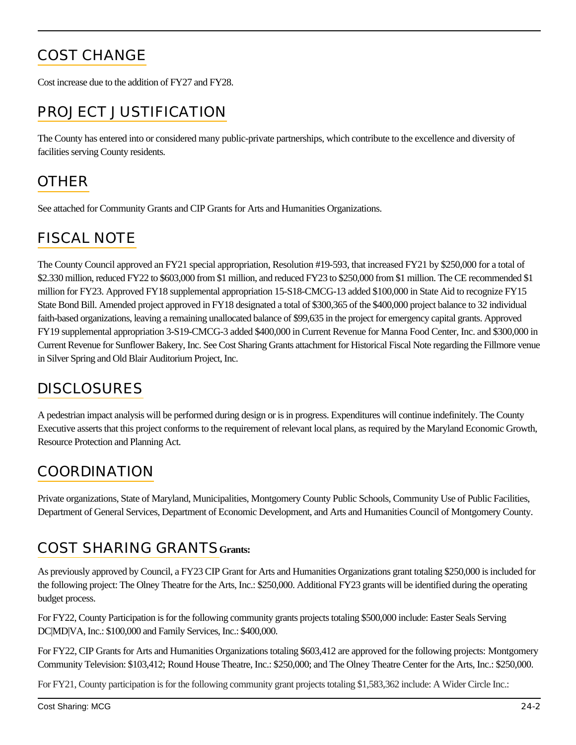## COST CHANGE

Cost increase due to the addition of FY27 and FY28.

## PROJECT JUSTIFICATION

The County has entered into or considered many public-private partnerships, which contribute to the excellence and diversity of facilities serving County residents.

## OTHER

See attached for Community Grants and CIP Grants for Arts and Humanities Organizations.

## FISCAL NOTE

The County Council approved an FY21 special appropriation, Resolution #19-593, that increased FY21 by $250,000 for a total of $2.330 million, reduced FY22 to $603,000 from $1 million, and reduced FY23 to $250,000 from $1 million. The CE recommended $1 million for FY23. Approved FY18 supplemental appropriation 15-S18-CMCG-13 added $100,000 in State Aid to recognize FY15 State Bond Bill. Amended project approved in FY18 designated a total of $300,365 of the $400,000 project balance to 32 individual faith-based organizations, leaving a remaining unallocated balance of $99,635 in the project for emergency capital grants. Approved FY19 supplemental appropriation 3-S19-CMCG-3 added $400,000 in Current Revenue for Manna Food Center, Inc. and $300,000 in Current Revenue for Sunflower Bakery, Inc. See Cost Sharing Grants attachment for Historical Fiscal Note regarding the Fillmore venue in Silver Spring and Old Blair Auditorium Project, Inc.

## DISCLOSURES

A pedestrian impact analysis will be performed during design or is in progress. Expenditures will continue indefinitely. The County Executive asserts that this project conforms to the requirement of relevant local plans, as required by the Maryland Economic Growth, Resource Protection and Planning Act.

## COORDINATION

Private organizations, State of Maryland, Municipalities, Montgomery County Public Schools, Community Use of Public Facilities, Department of General Services, Department of Economic Development, and Arts and Humanities Council of Montgomery County.

## COST SHARING GRANTS **Grants:**

As previously approved by Council, a FY23 CIP Grant for Arts and Humanities Organizations grant totaling $250,000 is included for the following project: The Olney Theatre for the Arts, Inc.: $250,000. Additional FY23 grants will be identified during the operating budget process.

For FY22, County Participation is for the following community grants projects totaling $500,000 include: Easter Seals Serving DC|MD|VA, Inc.: $100,000 and Family Services, Inc.: $400,000.

For FY22, CIP Grants for Arts and Humanities Organizations totaling $603,412 are approved for the following projects: Montgomery Community Television: $103,412; Round House Theatre, Inc.: $250,000; and The Olney Theatre Center for the Arts, Inc.: $250,000.

For FY21, County participation is for the following community grant projects totaling $1,583,362 include: A Wider Circle Inc.: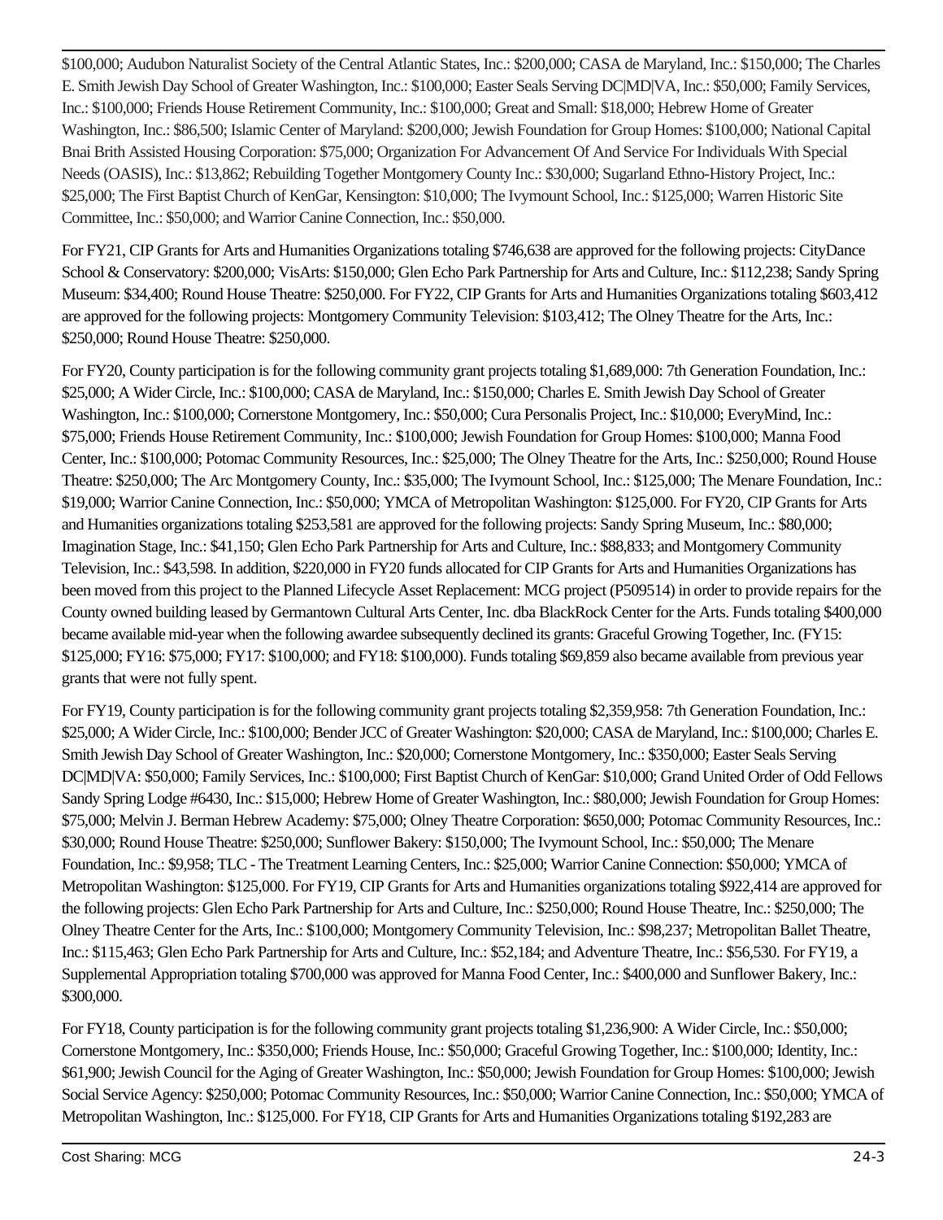$100,000; Audubon Naturalist Society of the Central Atlantic States, Inc.: $200,000; CASA de Maryland, Inc.: $150,000; The Charles E. Smith Jewish Day School of Greater Washington, Inc.: $100,000; Easter Seals Serving DC|MD|VA, Inc.: $50,000; Family Services, Inc.: $100,000; Friends House Retirement Community, Inc.: $100,000; Great and Small: $18,000; Hebrew Home of Greater Washington, Inc.: $86,500; Islamic Center of Maryland: $200,000; Jewish Foundation for Group Homes: $100,000; National Capital Bnai Brith Assisted Housing Corporation: $75,000; Organization For Advancement Of And Service For Individuals With Special Needs (OASIS), Inc.: $13,862; Rebuilding Together Montgomery County Inc.: $30,000; Sugarland Ethno-History Project, Inc.: $25,000; The First Baptist Church of KenGar, Kensington: $10,000; The Ivymount School, Inc.: $125,000; Warren Historic Site Committee, Inc.: $50,000; and Warrior Canine Connection, Inc.: $50,000.

For FY21, CIP Grants for Arts and Humanities Organizations totaling $746,638 are approved for the following projects: CityDance School & Conservatory: $200,000; VisArts: $150,000; Glen Echo Park Partnership for Arts and Culture, Inc.: $112,238; Sandy Spring Museum: $34,400; Round House Theatre: $250,000. For FY22, CIP Grants for Arts and Humanities Organizations totaling $603,412 are approved for the following projects: Montgomery Community Television: $103,412; The Olney Theatre for the Arts, Inc.: $250,000; Round House Theatre: $250,000.

For FY20, County participation is for the following community grant projects totaling $1,689,000: 7th Generation Foundation, Inc.: $25,000; A Wider Circle, Inc.: $100,000; CASA de Maryland, Inc.: $150,000; Charles E. Smith Jewish Day School of Greater Washington, Inc.: $100,000; Cornerstone Montgomery, Inc.: $50,000; Cura Personalis Project, Inc.: $10,000; EveryMind, Inc.: $75,000; Friends House Retirement Community, Inc.: $100,000; Jewish Foundation for Group Homes: $100,000; Manna Food Center, Inc.: $100,000; Potomac Community Resources, Inc.: $25,000; The Olney Theatre for the Arts, Inc.: $250,000; Round House Theatre: $250,000; The Arc Montgomery County, Inc.: $35,000; The Ivymount School, Inc.: $125,000; The Menare Foundation, Inc.: $19,000; Warrior Canine Connection, Inc.: $50,000; YMCA of Metropolitan Washington: $125,000. For FY20, CIP Grants for Arts and Humanities organizations totaling $253,581 are approved for the following projects: Sandy Spring Museum, Inc.: $80,000; Imagination Stage, Inc.: $41,150; Glen Echo Park Partnership for Arts and Culture, Inc.: $88,833; and Montgomery Community Television, Inc.: $43,598. In addition, $220,000 in FY20 funds allocated for CIP Grants for Arts and Humanities Organizations has been moved from this project to the Planned Lifecycle Asset Replacement: MCG project (P509514) in order to provide repairs for the County owned building leased by Germantown Cultural Arts Center, Inc. dba BlackRock Center for the Arts. Funds totaling $400,000 became available mid-year when the following awardee subsequently declined its grants: Graceful Growing Together, Inc. (FY15: $125,000; FY16: $75,000; FY17: $100,000; and FY18: $100,000). Funds totaling $69,859 also became available from previous year grants that were not fully spent.

For FY19, County participation is for the following community grant projects totaling $2,359,958: 7th Generation Foundation, Inc.: $25,000; A Wider Circle, Inc.: $100,000; Bender JCC of Greater Washington: $20,000; CASA de Maryland, Inc.: $100,000; Charles E. Smith Jewish Day School of Greater Washington, Inc.: $20,000; Cornerstone Montgomery, Inc.: $350,000; Easter Seals Serving DC|MD|VA: $50,000; Family Services, Inc.: $100,000; First Baptist Church of KenGar: $10,000; Grand United Order of Odd Fellows Sandy Spring Lodge #6430, Inc.: $15,000; Hebrew Home of Greater Washington, Inc.: $80,000; Jewish Foundation for Group Homes: $75,000; Melvin J. Berman Hebrew Academy: $75,000; Olney Theatre Corporation: $650,000; Potomac Community Resources, Inc.: $30,000; Round House Theatre: $250,000; Sunflower Bakery: $150,000; The Ivymount School, Inc.: $50,000; The Menare Foundation, Inc.: $9,958; TLC - The Treatment Learning Centers, Inc.: $25,000; Warrior Canine Connection: $50,000; YMCA of Metropolitan Washington: $125,000. For FY19, CIP Grants for Arts and Humanities organizations totaling $922,414 are approved for the following projects: Glen Echo Park Partnership for Arts and Culture, Inc.: $250,000; Round House Theatre, Inc.: $250,000; The Olney Theatre Center for the Arts, Inc.: $100,000; Montgomery Community Television, Inc.: $98,237; Metropolitan Ballet Theatre, Inc.: $115,463; Glen Echo Park Partnership for Arts and Culture, Inc.: $52,184; and Adventure Theatre, Inc.: $56,530. For FY19, a Supplemental Appropriation totaling $700,000 was approved for Manna Food Center, Inc.: $400,000 and Sunflower Bakery, Inc.: $300,000.

For FY18, County participation is for the following community grant projects totaling $1,236,900: A Wider Circle, Inc.: $50,000; Cornerstone Montgomery, Inc.: $350,000; Friends House, Inc.: $50,000; Graceful Growing Together, Inc.: $100,000; Identity, Inc.: $61,900; Jewish Council for the Aging of Greater Washington, Inc.: $50,000; Jewish Foundation for Group Homes: $100,000; Jewish Social Service Agency: $250,000; Potomac Community Resources, Inc.: $50,000; Warrior Canine Connection, Inc.: $50,000; YMCA of Metropolitan Washington, Inc.: $125,000. For FY18, CIP Grants for Arts and Humanities Organizations totaling $192,283 are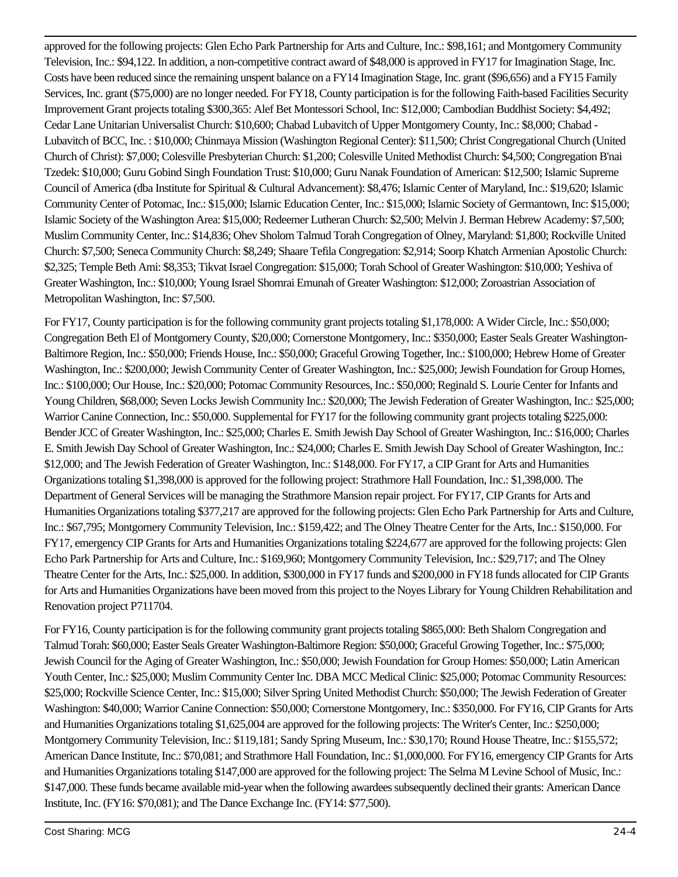approved for the following projects: Glen Echo Park Partnership for Arts and Culture, Inc.: $98,161; and Montgomery Community Television, Inc.: $94,122. In addition, a non-competitive contract award of $48,000 is approved in FY17 for Imagination Stage, Inc. Costs have been reduced since the remaining unspent balance on a FY14 Imagination Stage, Inc. grant ($96,656) and a FY15 Family Services, Inc. grant ($75,000) are no longer needed. For FY18, County participation is for the following Faith-based Facilities Security Improvement Grant projects totaling $300,365: Alef Bet Montessori School, Inc: $12,000; Cambodian Buddhist Society: $4,492; Cedar Lane Unitarian Universalist Church: $10,600; Chabad Lubavitch of Upper Montgomery County, Inc.: $8,000; Chabad - Lubavitch of BCC, Inc. : $10,000; Chinmaya Mission (Washington Regional Center): $11,500; Christ Congregational Church (United Church of Christ): $7,000; Colesville Presbyterian Church: $1,200; Colesville United Methodist Church: $4,500; Congregation B'nai Tzedek: $10,000; Guru Gobind Singh Foundation Trust: $10,000; Guru Nanak Foundation of American: $12,500; Islamic Supreme Council of America (dba Institute for Spiritual & Cultural Advancement): $8,476; Islamic Center of Maryland, Inc.: $19,620; Islamic Community Center of Potomac, Inc.: $15,000; Islamic Education Center, Inc.: $15,000; Islamic Society of Germantown, Inc: $15,000; Islamic Society of the Washington Area: $15,000; Redeemer Lutheran Church: $2,500; Melvin J. Berman Hebrew Academy: $7,500; Muslim Community Center, Inc.: $14,836; Ohev Sholom Talmud Torah Congregation of Olney, Maryland: $1,800; Rockville United Church: $7,500; Seneca Community Church: $8,249; Shaare Tefila Congregation: $2,914; Soorp Khatch Armenian Apostolic Church: $2,325; Temple Beth Ami: $8,353; Tikvat Israel Congregation: $15,000; Torah School of Greater Washington: $10,000; Yeshiva of Greater Washington, Inc.: $10,000; Young Israel Shomrai Emunah of Greater Washington: $12,000; Zoroastrian Association of Metropolitan Washington, Inc: $7,500.

For FY17, County participation is for the following community grant projects totaling $1,178,000: A Wider Circle, Inc.: $50,000; Congregation Beth El of Montgomery County, $20,000; Cornerstone Montgomery, Inc.: $350,000; Easter Seals Greater Washington-Baltimore Region, Inc.: $50,000; Friends House, Inc.: $50,000; Graceful Growing Together, Inc.: $100,000; Hebrew Home of Greater Washington, Inc.: $200,000; Jewish Community Center of Greater Washington, Inc.: $25,000; Jewish Foundation for Group Homes, Inc.: $100,000; Our House, Inc.: $20,000; Potomac Community Resources, Inc.: $50,000; Reginald S. Lourie Center for Infants and Young Children, $68,000; Seven Locks Jewish Community Inc.: $20,000; The Jewish Federation of Greater Washington, Inc.: $25,000; Warrior Canine Connection, Inc.: $50,000. Supplemental for FY17 for the following community grant projects totaling $225,000: Bender JCC of Greater Washington, Inc.: $25,000; Charles E. Smith Jewish Day School of Greater Washington, Inc.: $16,000; Charles E. Smith Jewish Day School of Greater Washington, Inc.: $24,000; Charles E. Smith Jewish Day School of Greater Washington, Inc.: $12,000; and The Jewish Federation of Greater Washington, Inc.: $148,000. For FY17, a CIP Grant for Arts and Humanities Organizations totaling $1,398,000 is approved for the following project: Strathmore Hall Foundation, Inc.: $1,398,000. The Department of General Services will be managing the Strathmore Mansion repair project. For FY17, CIP Grants for Arts and Humanities Organizations totaling $377,217 are approved for the following projects: Glen Echo Park Partnership for Arts and Culture, Inc.: $67,795; Montgomery Community Television, Inc.: $159,422; and The Olney Theatre Center for the Arts, Inc.: $150,000. For FY17, emergency CIP Grants for Arts and Humanities Organizations totaling $224,677 are approved for the following projects: Glen Echo Park Partnership for Arts and Culture, Inc.: $169,960; Montgomery Community Television, Inc.: $29,717; and The Olney Theatre Center for the Arts, Inc.: $25,000. In addition, $300,000 in FY17 funds and $200,000 in FY18 funds allocated for CIP Grants for Arts and Humanities Organizations have been moved from this project to the Noyes Library for Young Children Rehabilitation and Renovation project P711704.

For FY16, County participation is for the following community grant projects totaling $865,000: Beth Shalom Congregation and Talmud Torah: $60,000; Easter Seals Greater Washington-Baltimore Region: $50,000; Graceful Growing Together, Inc.: $75,000; Jewish Council for the Aging of Greater Washington, Inc.: $50,000; Jewish Foundation for Group Homes: $50,000; Latin American Youth Center, Inc.: $25,000; Muslim Community Center Inc. DBA MCC Medical Clinic: $25,000; Potomac Community Resources: $25,000; Rockville Science Center, Inc.: $15,000; Silver Spring United Methodist Church: $50,000; The Jewish Federation of Greater Washington: $40,000; Warrior Canine Connection: $50,000; Cornerstone Montgomery, Inc.: $350,000. For FY16, CIP Grants for Arts and Humanities Organizations totaling $1,625,004 are approved for the following projects: The Writer's Center, Inc.: $250,000; Montgomery Community Television, Inc.: $119,181; Sandy Spring Museum, Inc.: $30,170; Round House Theatre, Inc.: $155,572; American Dance Institute, Inc.: $70,081; and Strathmore Hall Foundation, Inc.: $1,000,000. For FY16, emergency CIP Grants for Arts and Humanities Organizations totaling $147,000 are approved for the following project: The Selma M Levine School of Music, Inc.: $147,000. These funds became available mid-year when the following awardees subsequently declined their grants: American Dance Institute, Inc. (FY16: $70,081); and The Dance Exchange Inc. (FY14: $77,500).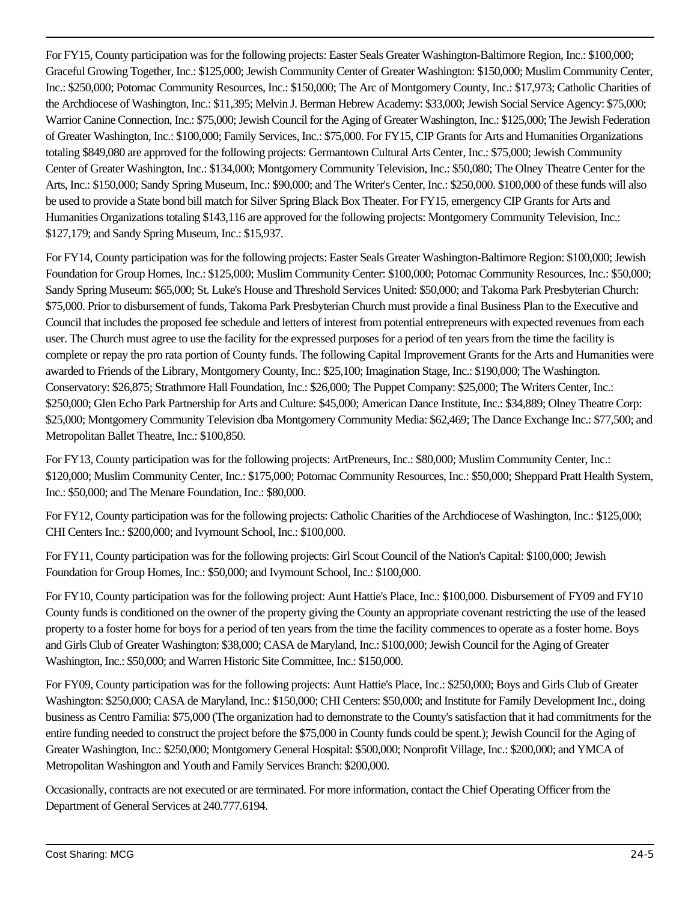For FY15, County participation was for the following projects: Easter Seals Greater Washington-Baltimore Region, Inc.: $100,000; Graceful Growing Together, Inc.: $125,000; Jewish Community Center of Greater Washington: $150,000; Muslim Community Center, Inc.: $250,000; Potomac Community Resources, Inc.: $150,000; The Arc of Montgomery County, Inc.: $17,973; Catholic Charities of the Archdiocese of Washington, Inc.: $11,395; Melvin J. Berman Hebrew Academy: $33,000; Jewish Social Service Agency: $75,000; Warrior Canine Connection, Inc.: $75,000; Jewish Council for the Aging of Greater Washington, Inc.: $125,000; The Jewish Federation of Greater Washington, Inc.: $100,000; Family Services, Inc.: $75,000. For FY15, CIP Grants for Arts and Humanities Organizations totaling $849,080 are approved for the following projects: Germantown Cultural Arts Center, Inc.: $75,000; Jewish Community Center of Greater Washington, Inc.: $134,000; Montgomery Community Television, Inc.: $50,080; The Olney Theatre Center for the Arts, Inc.: $150,000; Sandy Spring Museum, Inc.: $90,000; and The Writer's Center, Inc.: $250,000. $100,000 of these funds will also be used to provide a State bond bill match for Silver Spring Black Box Theater. For FY15, emergency CIP Grants for Arts and Humanities Organizations totaling $143,116 are approved for the following projects: Montgomery Community Television, Inc.: $127,179; and Sandy Spring Museum, Inc.: $15,937.

For FY14, County participation was for the following projects: Easter Seals Greater Washington-Baltimore Region: $100,000; Jewish Foundation for Group Homes, Inc.: $125,000; Muslim Community Center: $100,000; Potomac Community Resources, Inc.: $50,000; Sandy Spring Museum: $65,000; St. Luke's House and Threshold Services United: $50,000; and Takoma Park Presbyterian Church: $75,000. Prior to disbursement of funds, Takoma Park Presbyterian Church must provide a final Business Plan to the Executive and Council that includes the proposed fee schedule and letters of interest from potential entrepreneurs with expected revenues from each user. The Church must agree to use the facility for the expressed purposes for a period of ten years from the time the facility is complete or repay the pro rata portion of County funds. The following Capital Improvement Grants for the Arts and Humanities were awarded to Friends of the Library, Montgomery County, Inc.: $25,100; Imagination Stage, Inc.: $190,000; The Washington. Conservatory: $26,875; Strathmore Hall Foundation, Inc.: $26,000; The Puppet Company: $25,000; The Writers Center, Inc.: $250,000; Glen Echo Park Partnership for Arts and Culture: $45,000; American Dance Institute, Inc.: $34,889; Olney Theatre Corp: $25,000; Montgomery Community Television dba Montgomery Community Media: $62,469; The Dance Exchange Inc.: $77,500; and Metropolitan Ballet Theatre, Inc.: $100,850.

For FY13, County participation was for the following projects: ArtPreneurs, Inc.: $80,000; Muslim Community Center, Inc.: $120,000; Muslim Community Center, Inc.: $175,000; Potomac Community Resources, Inc.: $50,000; Sheppard Pratt Health System, Inc.: $50,000; and The Menare Foundation, Inc.: $80,000.

For FY12, County participation was for the following projects: Catholic Charities of the Archdiocese of Washington, Inc.: $125,000; CHI Centers Inc.: $200,000; and Ivymount School, Inc.: $100,000.

For FY11, County participation was for the following projects: Girl Scout Council of the Nation's Capital: $100,000; Jewish Foundation for Group Homes, Inc.: $50,000; and Ivymount School, Inc.: $100,000.

For FY10, County participation was for the following project: Aunt Hattie's Place, Inc.: $100,000. Disbursement of FY09 and FY10 County funds is conditioned on the owner of the property giving the County an appropriate covenant restricting the use of the leased property to a foster home for boys for a period of ten years from the time the facility commences to operate as a foster home. Boys and Girls Club of Greater Washington: $38,000; CASA de Maryland, Inc.: $100,000; Jewish Council for the Aging of Greater Washington, Inc.: $50,000; and Warren Historic Site Committee, Inc.: $150,000.

For FY09, County participation was for the following projects: Aunt Hattie's Place, Inc.: $250,000; Boys and Girls Club of Greater Washington: $250,000; CASA de Maryland, Inc.: $150,000; CHI Centers: $50,000; and Institute for Family Development Inc., doing business as Centro Familia: $75,000 (The organization had to demonstrate to the County's satisfaction that it had commitments for the entire funding needed to construct the project before the $75,000 in County funds could be spent.); Jewish Council for the Aging of Greater Washington, Inc.: $250,000; Montgomery General Hospital: $500,000; Nonprofit Village, Inc.: $200,000; and YMCA of Metropolitan Washington and Youth and Family Services Branch: $200,000.

Occasionally, contracts are not executed or are terminated. For more information, contact the Chief Operating Officer from the Department of General Services at 240.777.6194.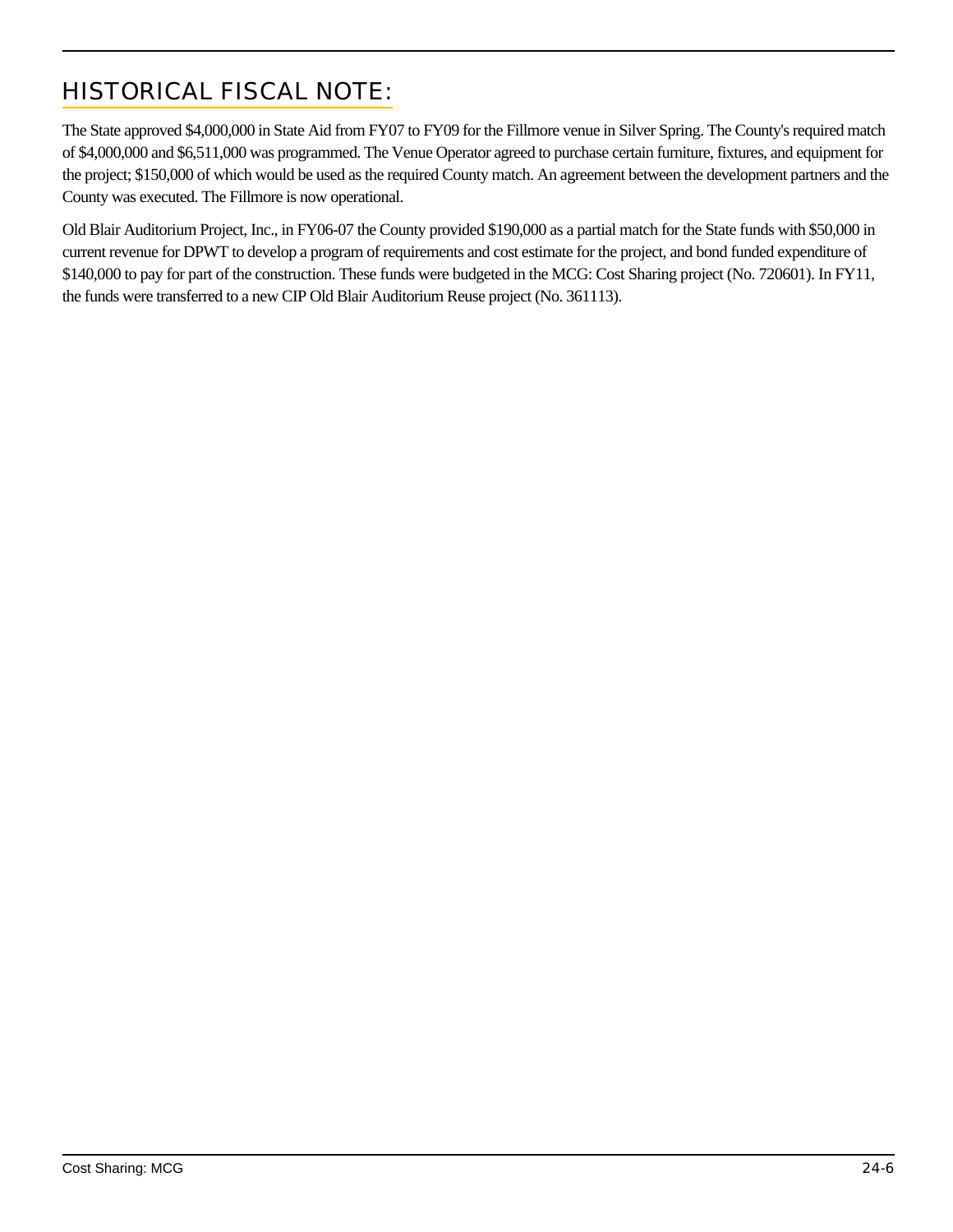## HISTORICAL FISCAL NOTE:

The State approved $4,000,000 in State Aid from FY07 to FY09 for the Fillmore venue in Silver Spring. The County's required match of $4,000,000 and $6,511,000 was programmed. The Venue Operator agreed to purchase certain furniture, fixtures, and equipment for the project; $150,000 of which would be used as the required County match. An agreement between the development partners and the County was executed. The Fillmore is now operational.

Old Blair Auditorium Project, Inc., in FY06-07 the County provided $190,000 as a partial match for the State funds with $50,000 in current revenue for DPWT to develop a program of requirements and cost estimate for the project, and bond funded expenditure of $140,000 to pay for part of the construction. These funds were budgeted in the MCG: Cost Sharing project (No. 720601). In FY11, the funds were transferred to a new CIP Old Blair Auditorium Reuse project (No. 361113).